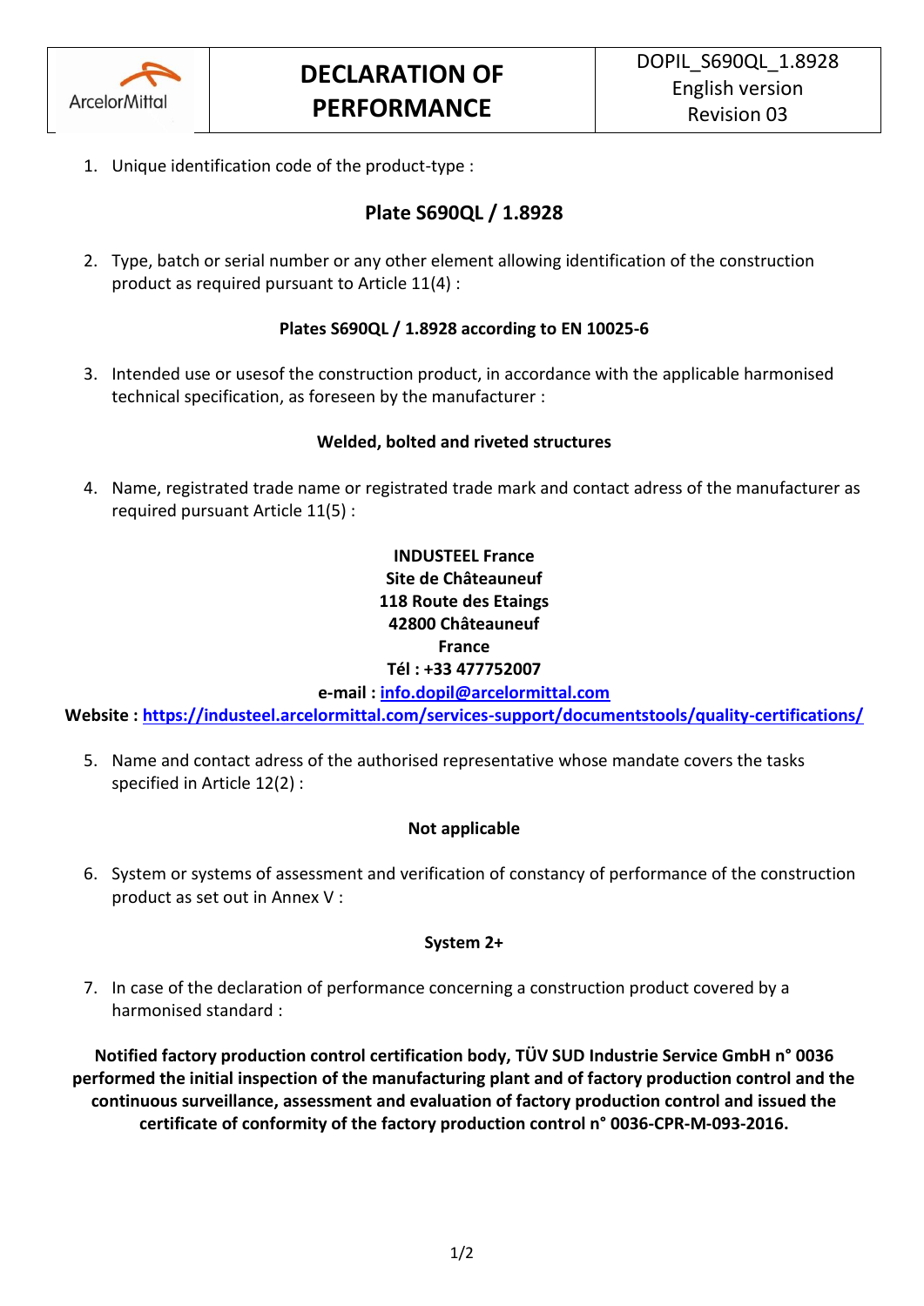| ArcelorMittal | **DECLARATION OF PERFORMANCE** | DOPIL_S690QL_1.8928<br>English version<br>Revision 03 |
|---|---|---|

1. Unique identification code of the product-type :

## Plate S690QL / 1.8928

2. Type, batch or serial number or any other element allowing identification of the construction product as required pursuant to Article 11(4) :

**Plates S690QL / 1.8928 according to EN 10025-6**

3. Intended use or usesof the construction product, in accordance with the applicable harmonised technical specification, as foreseen by the manufacturer :

**Welded, bolted and riveted structures**

4. Name, registrated trade name or registrated trade mark and contact adress of the manufacturer as required pursuant Article 11(5) :

**INDUSTEEL France**
**Site de Châteauneuf**
**118 Route des Etaings**
**42800 Châteauneuf**
**France**
**Tél : +33 477752007**
**e-mail : info.dopil@arcelormittal.com**
**Website : https://industeel.arcelormittal.com/services-support/documentstools/quality-certifications/**

5. Name and contact adress of the authorised representative whose mandate covers the tasks specified in Article 12(2) :

**Not applicable**

6. System or systems of assessment and verification of constancy of performance of the construction product as set out in Annex V :

**System 2+**

7. In case of the declaration of performance concerning a construction product covered by a harmonised standard :

**Notified factory production control certification body, TÜV SUD Industrie Service GmbH n° 0036 performed the initial inspection of the manufacturing plant and of factory production control and the continuous surveillance, assessment and evaluation of factory production control and issued the certificate of conformity of the factory production control n° 0036-CPR-M-093-2016.**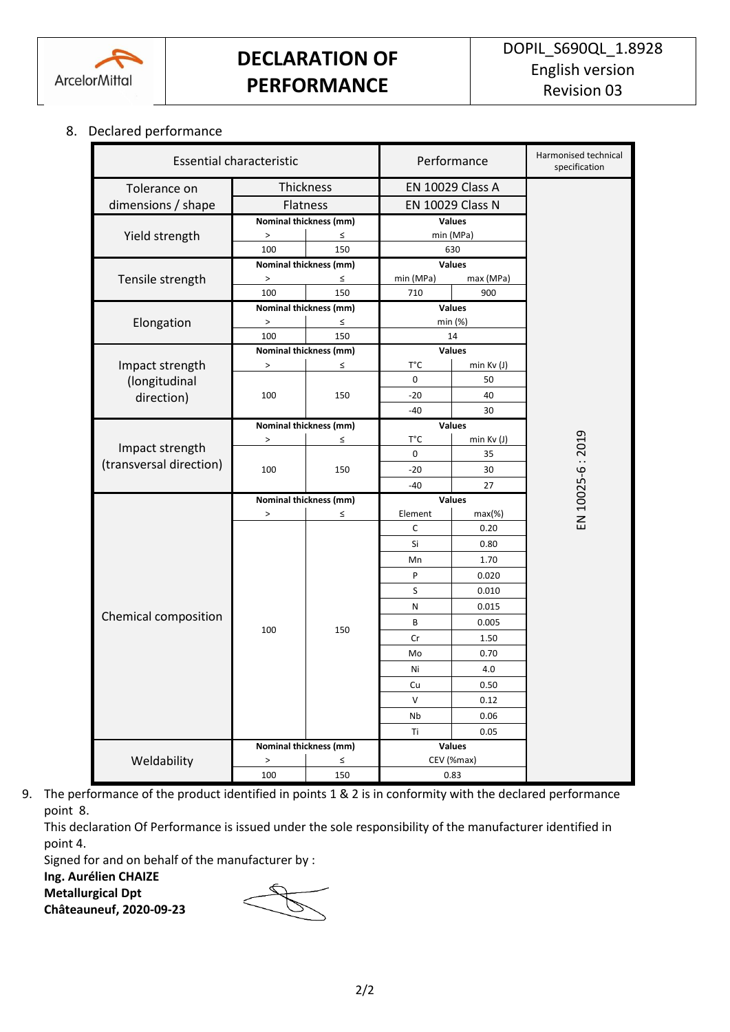| | | |
|---|---|---|
| ArcelorMittal | **DECLARATION OF PERFORMANCE** | DOPIL_S690QL_1.8928<br>English version<br>Revision 03 |

8. Declared performance

| Essential characteristic | | | Performance | | Harmonised technical specification |
|---|---|---|---|---|---|
| Tolerance on dimensions / shape | Thickness | | EN 10029 Class A | | EN 10025-6 : 2019 |
| | Flatness | | EN 10029 Class N | | |
| Yield strength | **Nominal thickness (mm)** | | **Values** | | |
| | > | ≤ | min (MPa) | | |
| | 100 | 150 | 630 | | |
| Tensile strength | **Nominal thickness (mm)** | | **Values** | | |
| | > | ≤ | min (MPa) | max (MPa) | |
| | 100 | 150 | 710 | 900 | |
| Elongation | **Nominal thickness (mm)** | | **Values** | | |
| | > | ≤ | min (%) | | |
| | 100 | 150 | 14 | | |
| Impact strength (longitudinal direction) | **Nominal thickness (mm)** | | **Values** | | |
| | > | ≤ | T°C | min Kv (J) | |
| | 100 | 150 | 0 | 50 | |
| | | | -20 | 40 | |
| | | | -40 | 30 | |
| Impact strength (transversal direction) | **Nominal thickness (mm)** | | **Values** | | |
| | > | ≤ | T°C | min Kv (J) | |
| | 100 | 150 | 0 | 35 | |
| | | | -20 | 30 | |
| | | | -40 | 27 | |
| Chemical composition | **Nominal thickness (mm)** | | **Values** | | |
| | > | ≤ | Element | max(%) | |
| | 100 | 150 | C | 0.20 | |
| | | | Si | 0.80 | |
| | | | Mn | 1.70 | |
| | | | P | 0.020 | |
| | | | S | 0.010 | |
| | | | N | 0.015 | |
| | | | B | 0.005 | |
| | | | Cr | 1.50 | |
| | | | Mo | 0.70 | |
| | | | Ni | 4.0 | |
| | | | Cu | 0.50 | |
| | | | V | 0.12 | |
| | | | Nb | 0.06 | |
| | | | Ti | 0.05 | |
| Weldability | **Nominal thickness (mm)** | | **Values** | | |
| | > | ≤ | CEV (%max) | | |
| | 100 | 150 | 0.83 | | |

9. The performance of the product identified in points 1 & 2 is in conformity with the declared performance point 8.
   This declaration Of Performance is issued under the sole responsibility of the manufacturer identified in point 4.
   Signed for and on behalf of the manufacturer by :
   **Ing. Aurélien CHAIZE**
   **Metallurgical Dpt**
   **Châteauneuf, 2020-09-23**